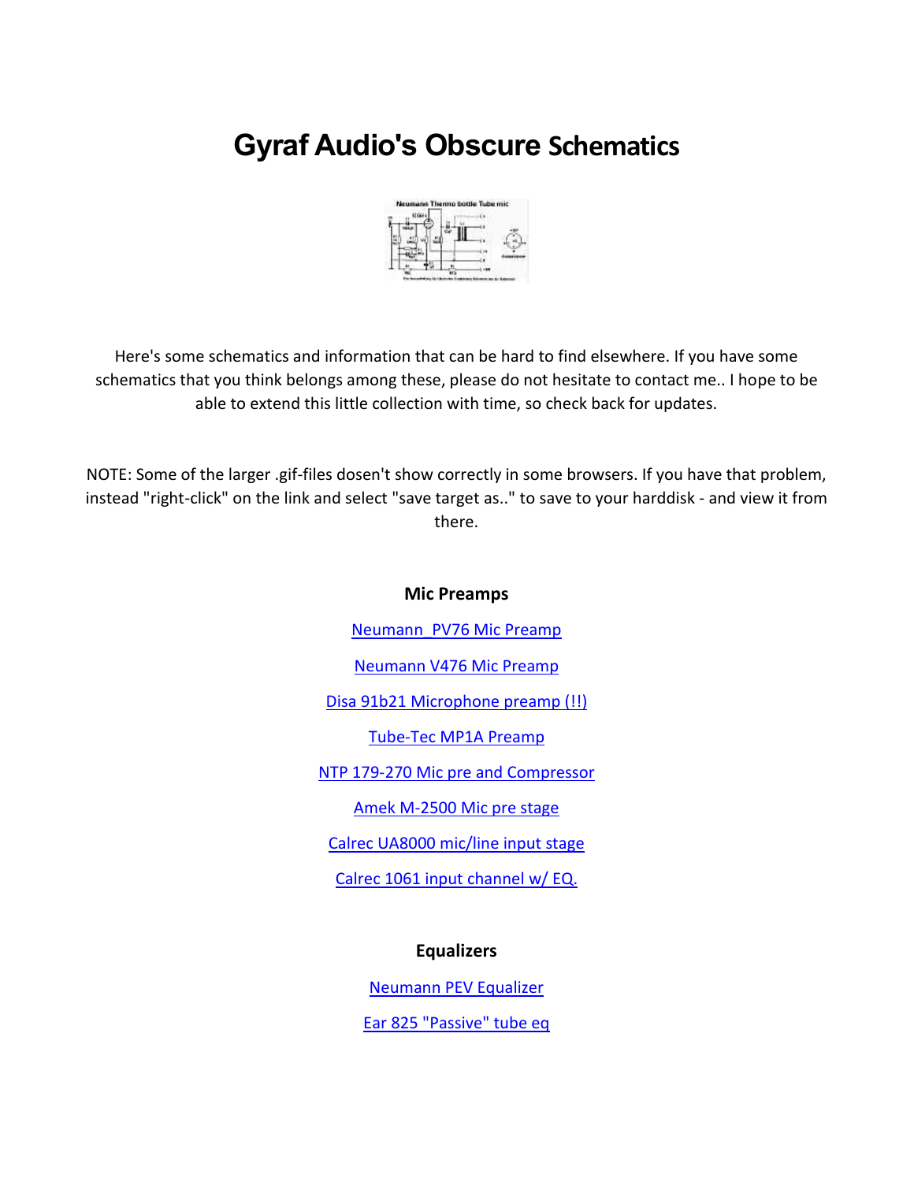# Gyraf Audio's Obscure Schematics

Here's some schematics and information that can be hard to find elsewhere. If you have some schematics that you think belongs among these, please do not hesitate to contact me.. I hope to be able to extend this little collection with time, so check back for updates.

NOTE: Some of the larger .gif-files dosen't show correctly in some browsers. If you have that problem, instead "right-click" on the link and select "save target as.." to save to your harddisk - and view it from there.

### Mic Preamps

Neumann_PV76 Mic Preamp

Neumann V476 Mic Preamp

Disa 91b21 Microphone preamp (!!)

Tube-Tec MP1A Preamp

NTP 179-270 Mic pre and Compressor

Amek M-2500 Mic pre stage

Calrec UA8000 mic/line input stage

Calrec 1061 input channel w/ EQ.

### Equalizers

Neumann PEV Equalizer

Ear 825 "Passive" tube eq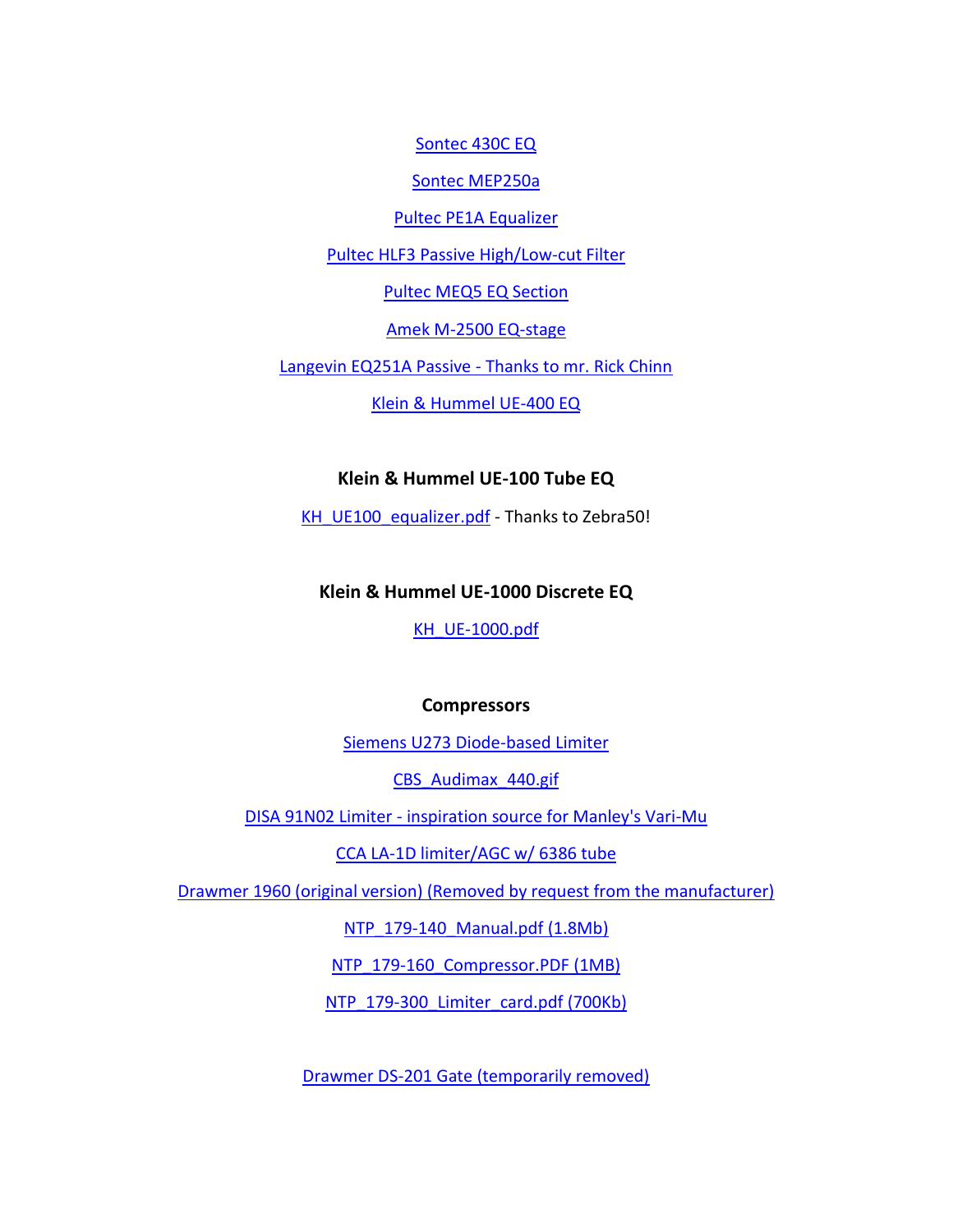Sontec 430C EQ

Sontec MEP250a

Pultec PE1A Equalizer

Pultec HLF3 Passive High/Low-cut Filter

Pultec MEQ5 EQ Section

Amek M-2500 EQ-stage

Langevin EQ251A Passive - Thanks to mr. Rick Chinn

Klein & Hummel UE-400 EQ

**Klein & Hummel UE-100 Tube EQ**

KH_UE100_equalizer.pdf - Thanks to Zebra50!

**Klein & Hummel UE-1000 Discrete EQ**

KH_UE-1000.pdf

**Compressors**

Siemens U273 Diode-based Limiter

CBS_Audimax_440.gif

DISA 91N02 Limiter - inspiration source for Manley's Vari-Mu

CCA LA-1D limiter/AGC w/ 6386 tube

Drawmer 1960 (original version) (Removed by request from the manufacturer)

NTP_179-140_Manual.pdf (1.8Mb)

NTP_179-160_Compressor.PDF (1MB)

NTP_179-300_Limiter_card.pdf (700Kb)

Drawmer DS-201 Gate (temporarily removed)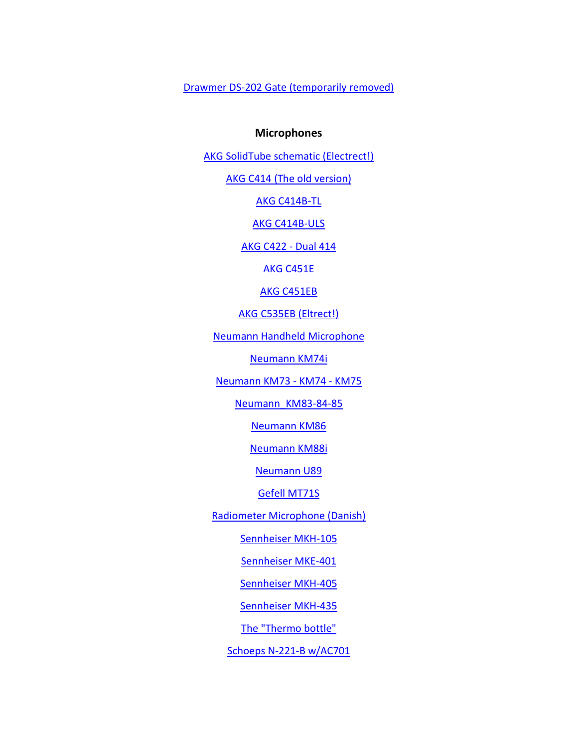Drawmer DS-202 Gate (temporarily removed)

**Microphones**

AKG SolidTube schematic (Electrect!)

AKG C414 (The old version)

AKG C414B-TL

AKG C414B-ULS

AKG C422 - Dual 414

AKG C451E

AKG C451EB

AKG C535EB (Eltrect!)

Neumann Handheld Microphone

Neumann KM74i

Neumann KM73 - KM74 - KM75

Neumann_KM83-84-85

Neumann KM86

Neumann KM88i

Neumann U89

Gefell MT71S

Radiometer Microphone (Danish)

Sennheiser MKH-105

Sennheiser MKE-401

Sennheiser MKH-405

Sennheiser MKH-435

The "Thermo bottle"

Schoeps N-221-B w/AC701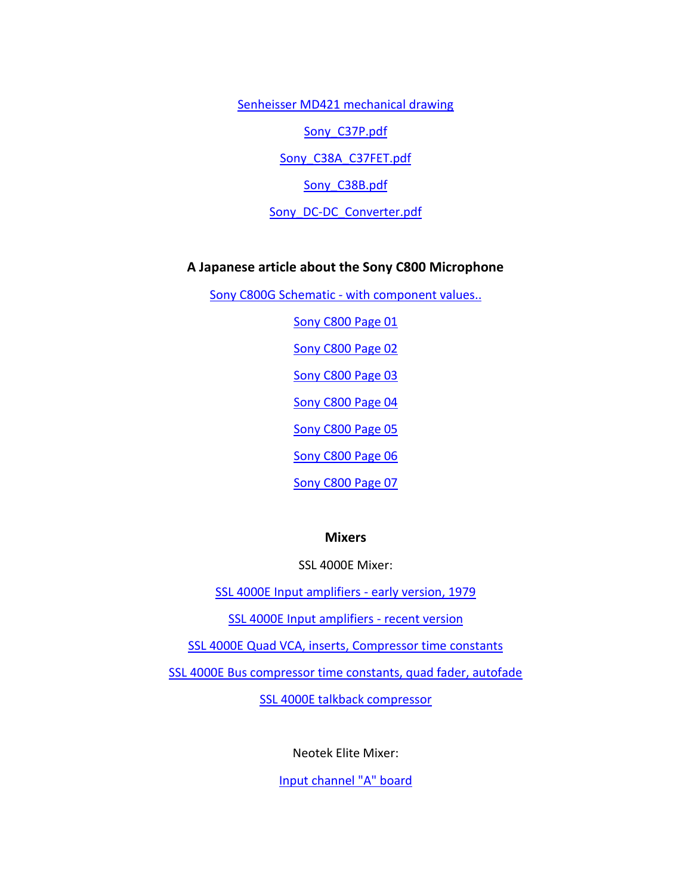Senheisser MD421 mechanical drawing

Sony_C37P.pdf

Sony_C38A_C37FET.pdf

Sony_C38B.pdf

Sony_DC-DC_Converter.pdf

**A Japanese article about the Sony C800 Microphone**

Sony C800G Schematic - with component values..

Sony C800 Page 01

Sony C800 Page 02

Sony C800 Page 03

Sony C800 Page 04

Sony C800 Page 05

Sony C800 Page 06

Sony C800 Page 07

**Mixers**

SSL 4000E Mixer:

SSL 4000E Input amplifiers - early version, 1979

SSL 4000E Input amplifiers - recent version

SSL 4000E Quad VCA, inserts, Compressor time constants

SSL 4000E Bus compressor time constants, quad fader, autofade

SSL 4000E talkback compressor

Neotek Elite Mixer:

Input channel "A" board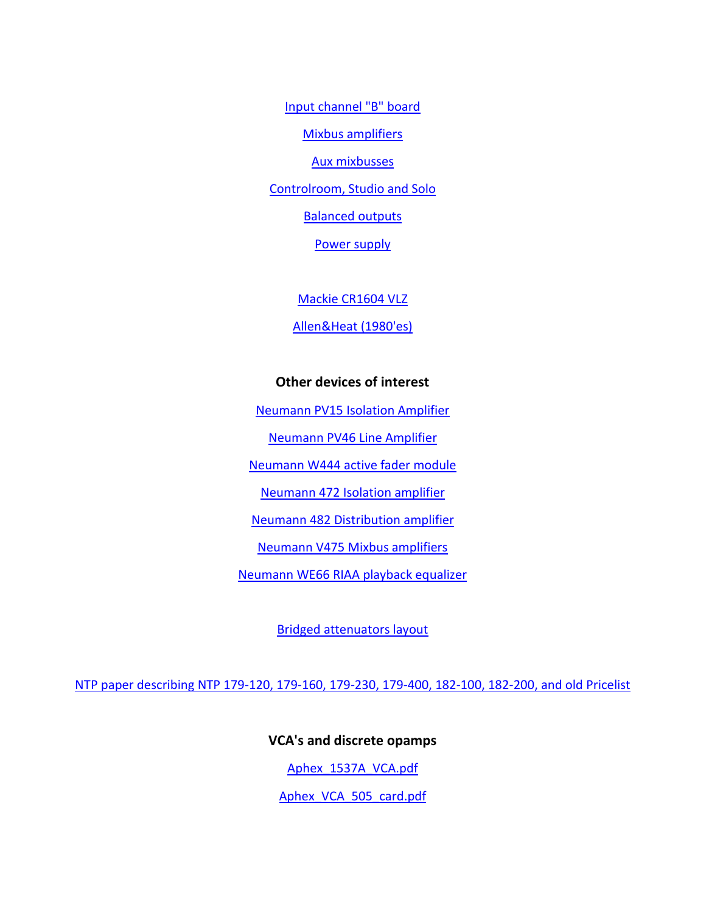Input channel "B" board

Mixbus amplifiers

Aux mixbusses

Controlroom, Studio and Solo

Balanced outputs

Power supply

Mackie CR1604 VLZ

Allen&Heat (1980'es)

**Other devices of interest**

Neumann PV15 Isolation Amplifier

Neumann PV46 Line Amplifier

Neumann W444 active fader module

Neumann 472 Isolation amplifier

Neumann 482 Distribution amplifier

Neumann V475 Mixbus amplifiers

Neumann WE66 RIAA playback equalizer

Bridged attenuators layout

NTP paper describing NTP 179-120, 179-160, 179-230, 179-400, 182-100, 182-200, and old Pricelist

**VCA's and discrete opamps**

Aphex_1537A_VCA.pdf

Aphex_VCA_505_card.pdf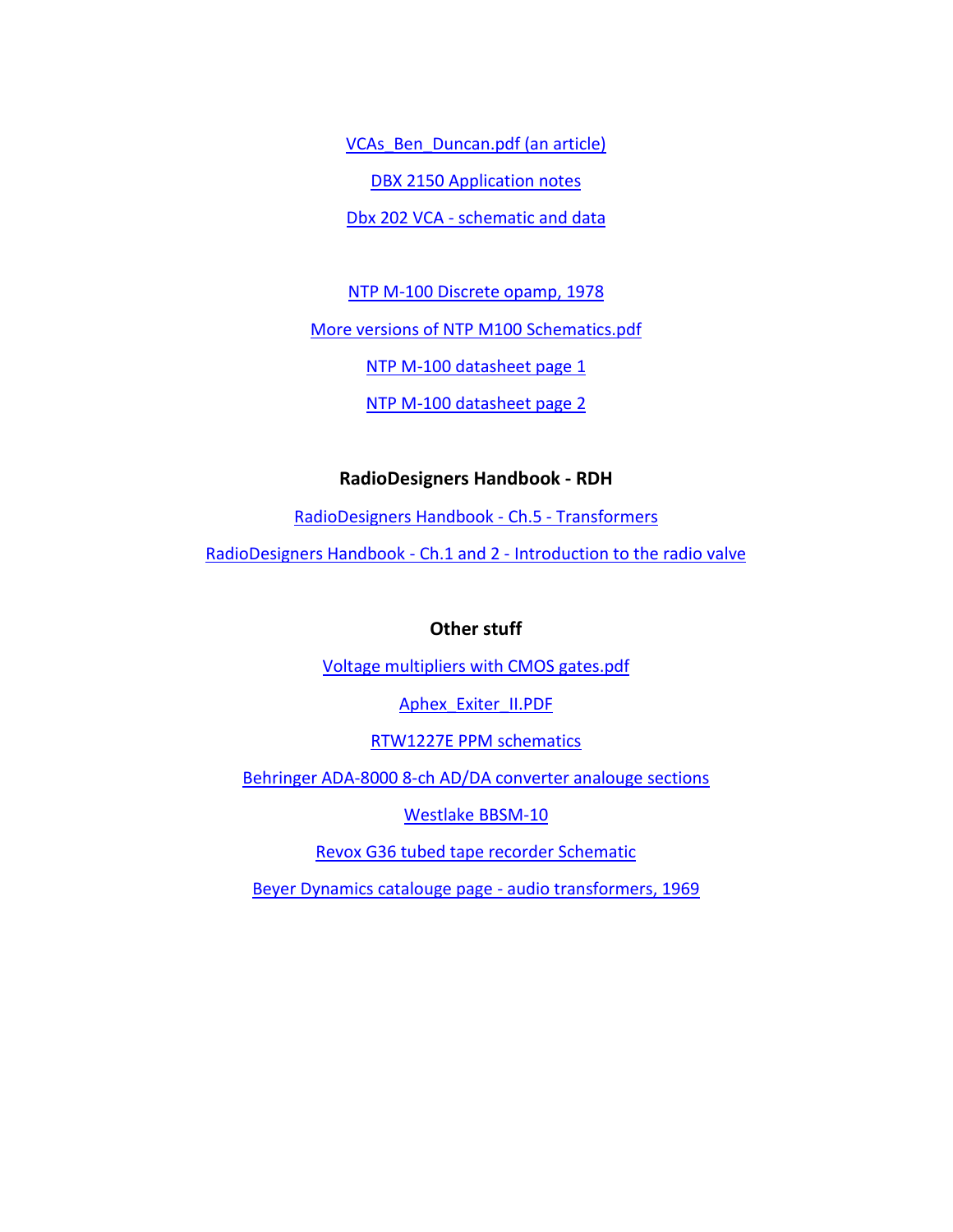VCAs_Ben_Duncan.pdf (an article)

DBX 2150 Application notes

Dbx 202 VCA - schematic and data

NTP M-100 Discrete opamp, 1978

More versions of NTP M100 Schematics.pdf

NTP M-100 datasheet page 1

NTP M-100 datasheet page 2

## RadioDesigners Handbook - RDH

RadioDesigners Handbook - Ch.5 - Transformers

RadioDesigners Handbook - Ch.1 and 2 - Introduction to the radio valve

## Other stuff

Voltage multipliers with CMOS gates.pdf

Aphex_Exiter_II.PDF

RTW1227E PPM schematics

Behringer ADA-8000 8-ch AD/DA converter analouge sections

Westlake BBSM-10

Revox G36 tubed tape recorder Schematic

Beyer Dynamics catalouge page - audio transformers, 1969